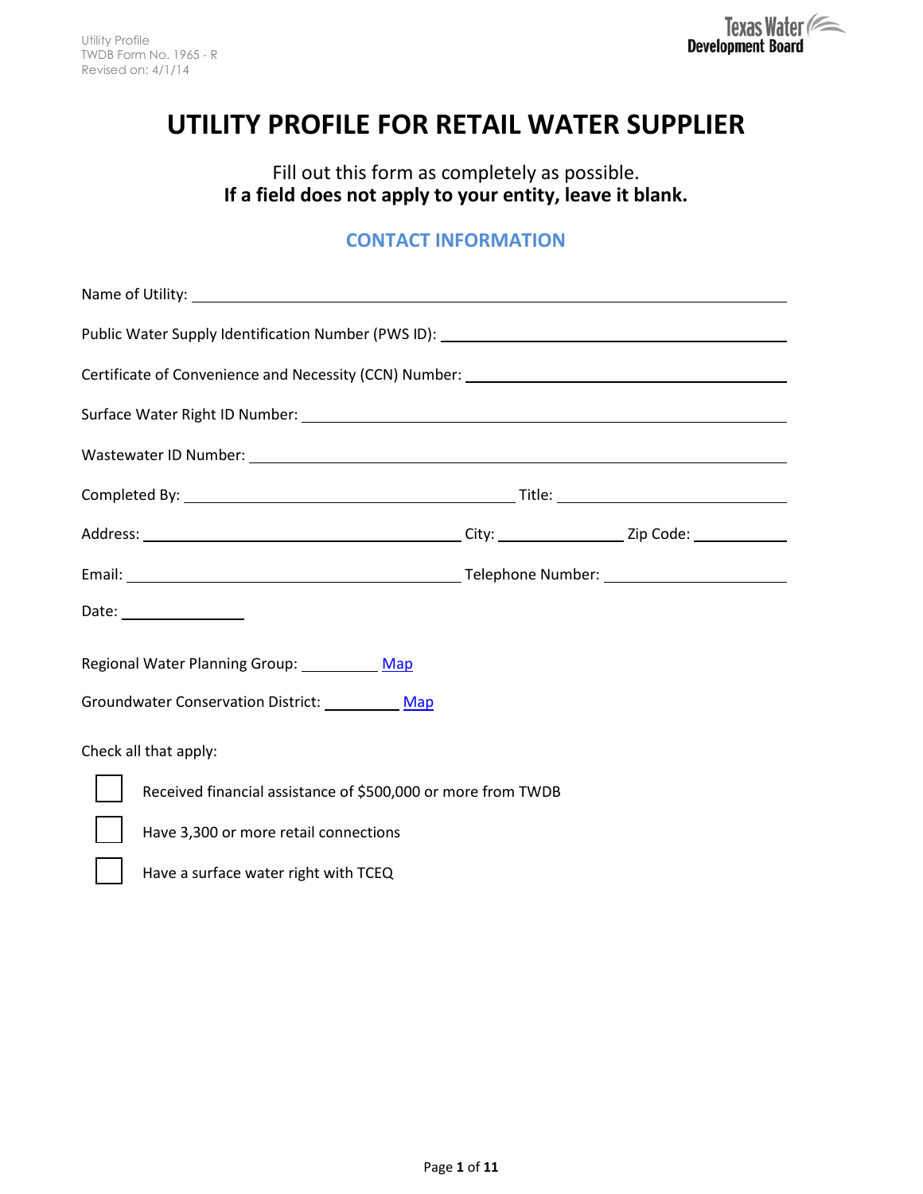Utility Profile
TWDB Form No. 1965 - R
Revised on: 4/1/14

Texas Water Development Board

# UTILITY PROFILE FOR RETAIL WATER SUPPLIER

Fill out this form as completely as possible.
**If a field does not apply to your entity, leave it blank.**

## CONTACT INFORMATION

Name of Utility: ______________________________

Public Water Supply Identification Number (PWS ID): ______________________________

Certificate of Convenience and Necessity (CCN) Number: ______________________________

Surface Water Right ID Number: ______________________________

Wastewater ID Number: ______________________________

Completed By: ____________________ Title: ____________________

Address: ____________________ City: ____________ Zip Code: __________

Email: ____________________ Telephone Number: ____________________

Date: ____________

Regional Water Planning Group: __________ Map

Groundwater Conservation District: __________ Map

Check all that apply:

- [ ] Received financial assistance of $500,000 or more from TWDB
- [ ] Have 3,300 or more retail connections
- [ ] Have a surface water right with TCEQ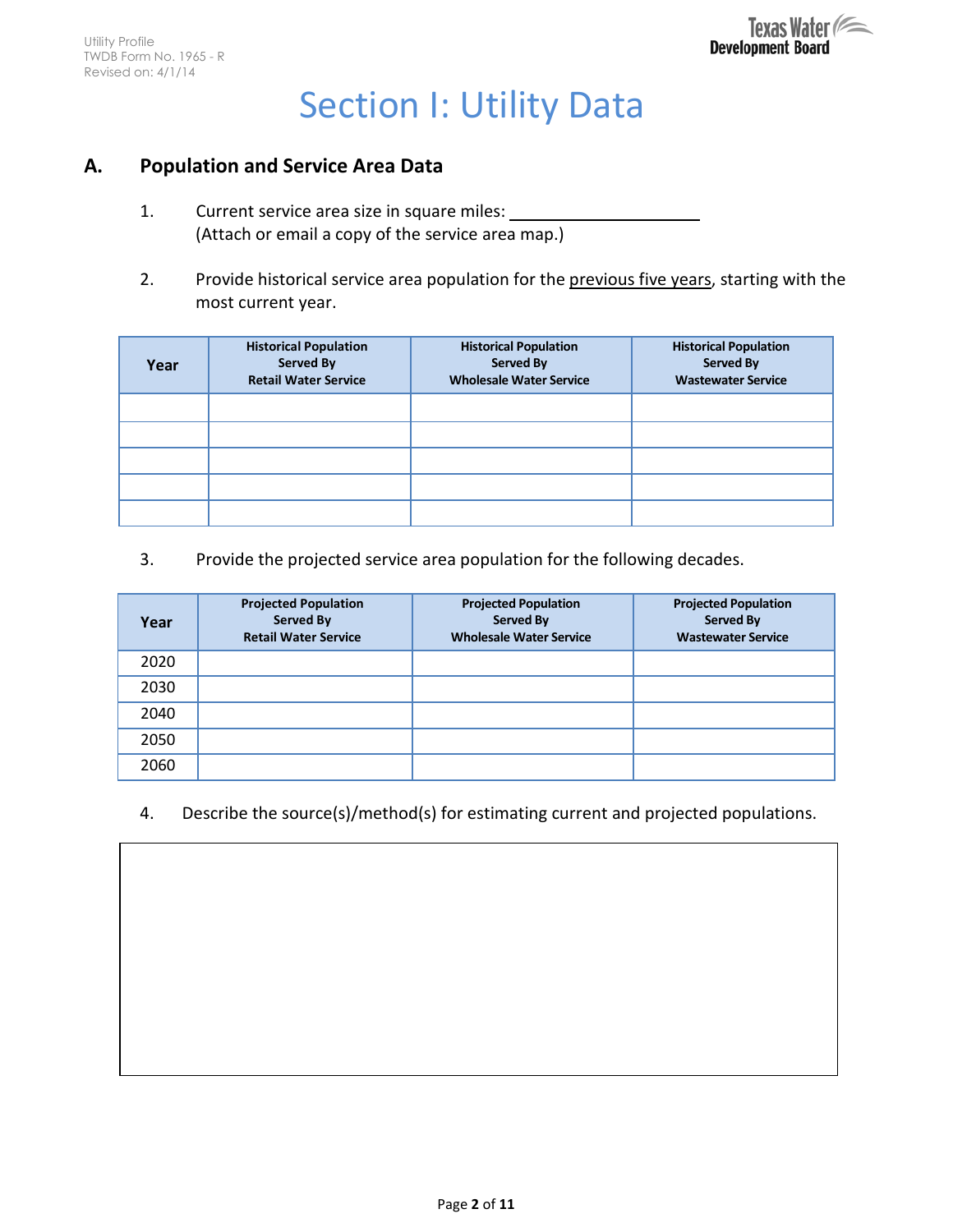# Section I: Utility Data

## A. Population and Service Area Data

1. Current service area size in square miles: ____________________
   (Attach or email a copy of the service area map.)

2. Provide historical service area population for the previous five years, starting with the most current year.

| Year | Historical Population Served By Retail Water Service | Historical Population Served By Wholesale Water Service | Historical Population Served By Wastewater Service |
|---|---|---|---|
| | | | |
| | | | |
| | | | |
| | | | |
| | | | |

3. Provide the projected service area population for the following decades.

| Year | Projected Population Served By Retail Water Service | Projected Population Served By Wholesale Water Service | Projected Population Served By Wastewater Service |
|---|---|---|---|
| 2020 | | | |
| 2030 | | | |
| 2040 | | | |
| 2050 | | | |
| 2060 | | | |

4. Describe the source(s)/method(s) for estimating current and projected populations.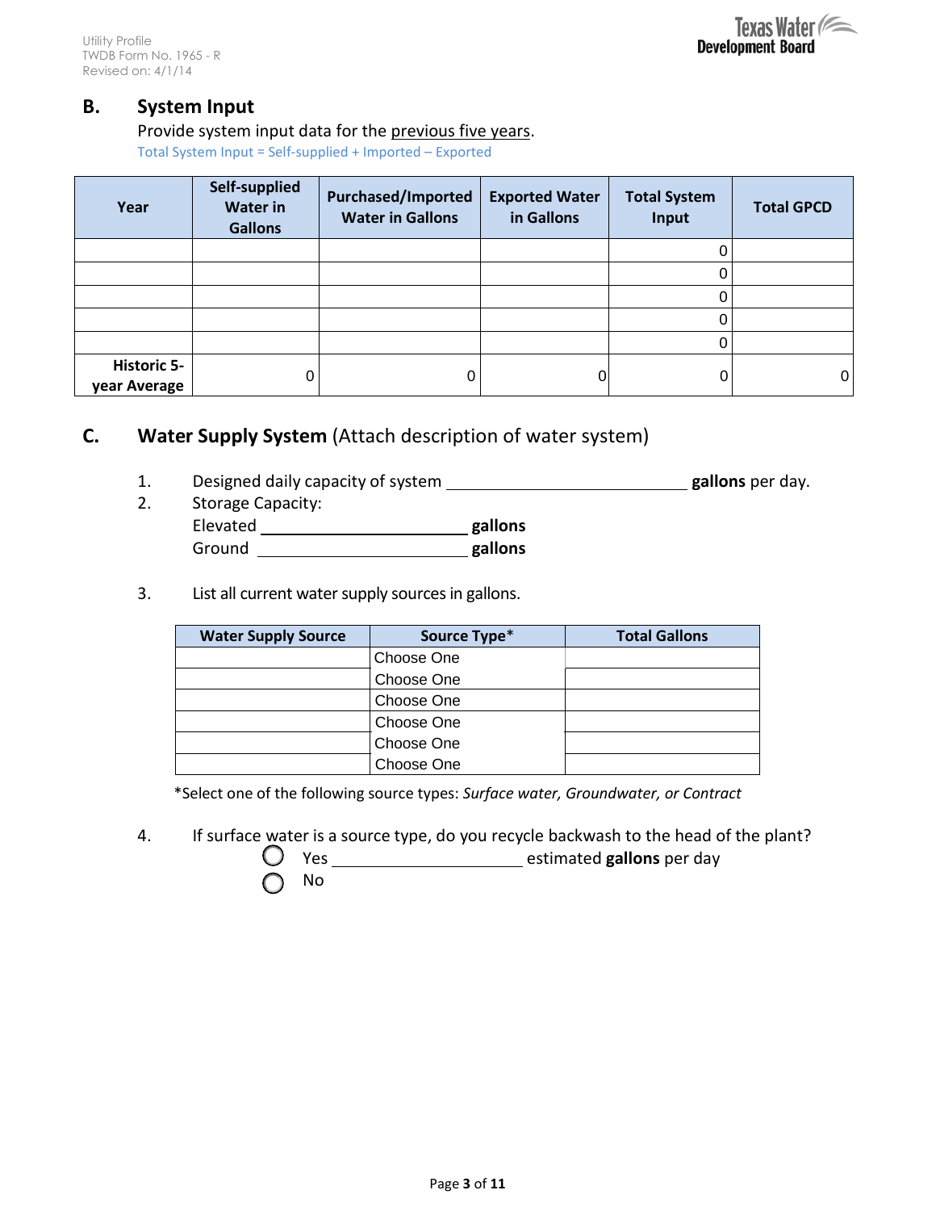## B. System Input

Provide system input data for the previous five years.

Total System Input = Self-supplied + Imported – Exported

| Year | Self-supplied Water in Gallons | Purchased/Imported Water in Gallons | Exported Water in Gallons | Total System Input | Total GPCD |
|---|---|---|---|---|---|
| | | | | 0 | |
| | | | | 0 | |
| | | | | 0 | |
| | | | | 0 | |
| | | | | 0 | |
| **Historic 5-year Average** | 0 | 0 | 0 | 0 | 0 |

## C. Water Supply System (Attach description of water system)

1. Designed daily capacity of system ____________________________ **gallons** per day.
2. Storage Capacity:
   Elevated ________________________ **gallons**
   Ground ________________________ **gallons**

3. List all current water supply sources in gallons.

| Water Supply Source | Source Type* | Total Gallons |
|---|---|---|
| | Choose One | |
| | Choose One | |
| | Choose One | |
| | Choose One | |
| | Choose One | |
| | Choose One | |

*Select one of the following source types: *Surface water, Groundwater, or Contract*

4. If surface water is a source type, do you recycle backwash to the head of the plant?
   - ◯ Yes ______________________ estimated **gallons** per day
   - ◯ No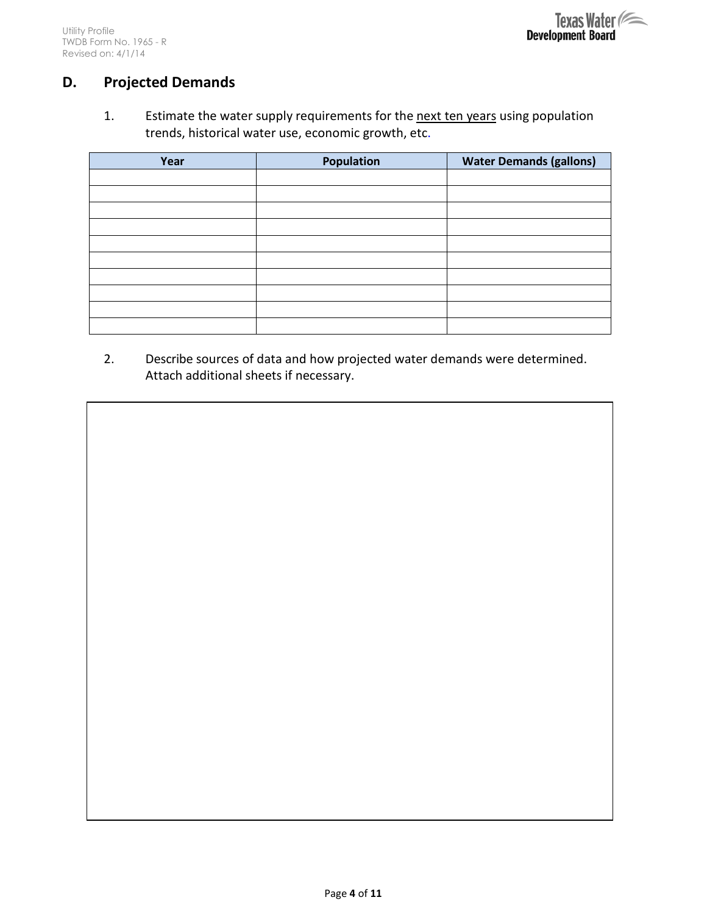## D. Projected Demands

1. Estimate the water supply requirements for the <u>next ten years</u> using population trends, historical water use, economic growth, etc.

| Year | Population | Water Demands (gallons) |
|---|---|---|
| | | |
| | | |
| | | |
| | | |
| | | |
| | | |
| | | |
| | | |
| | | |
| | | |

2. Describe sources of data and how projected water demands were determined. Attach additional sheets if necessary.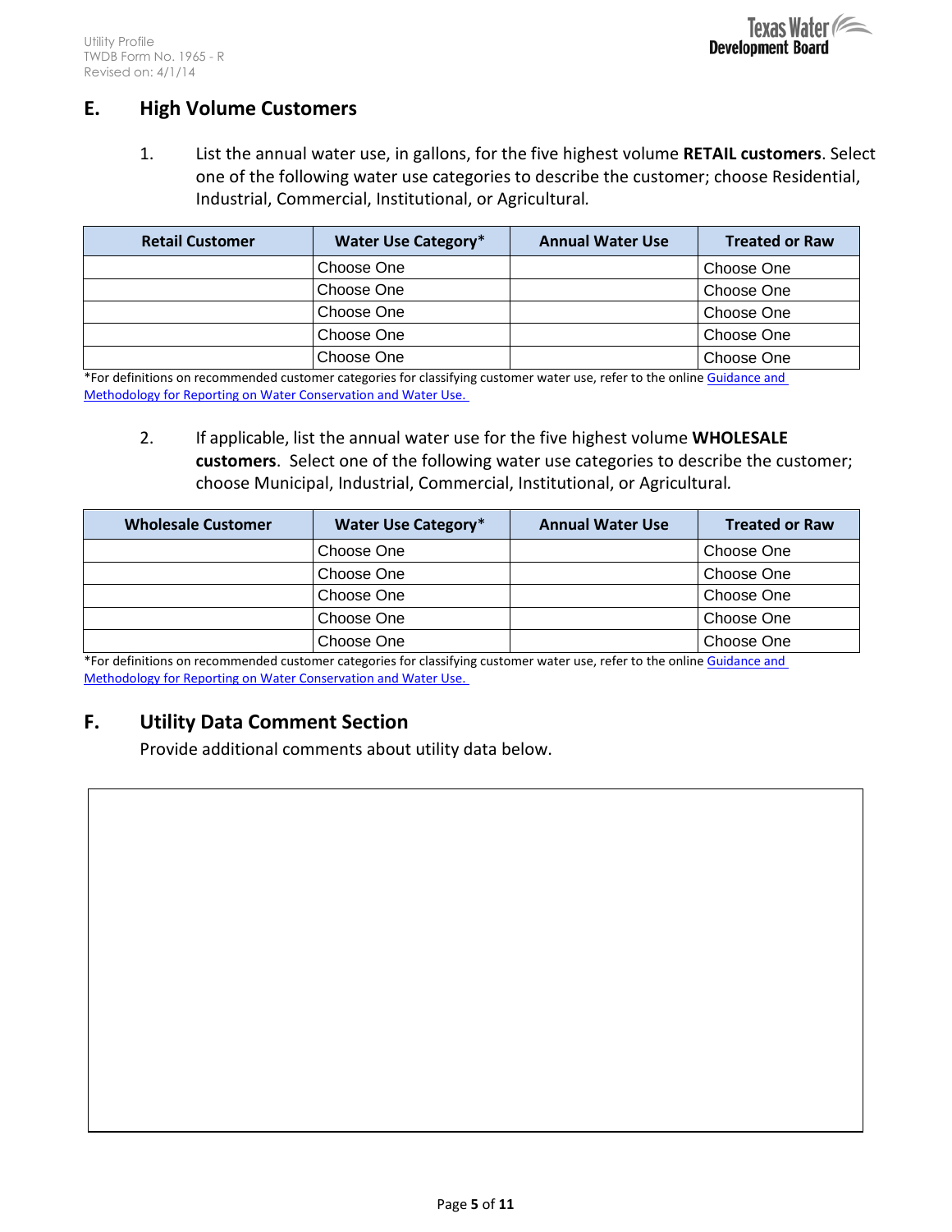## E. High Volume Customers

1. List the annual water use, in gallons, for the five highest volume **RETAIL customers**. Select one of the following water use categories to describe the customer; choose Residential, Industrial, Commercial, Institutional, or Agricultural.

| Retail Customer | Water Use Category* | Annual Water Use | Treated or Raw |
|---|---|---|---|
| | Choose One | | Choose One |
| | Choose One | | Choose One |
| | Choose One | | Choose One |
| | Choose One | | Choose One |
| | Choose One | | Choose One |

*For definitions on recommended customer categories for classifying customer water use, refer to the online Guidance and Methodology for Reporting on Water Conservation and Water Use.

2. If applicable, list the annual water use for the five highest volume **WHOLESALE customers**. Select one of the following water use categories to describe the customer; choose Municipal, Industrial, Commercial, Institutional, or Agricultural.

| Wholesale Customer | Water Use Category* | Annual Water Use | Treated or Raw |
|---|---|---|---|
| | Choose One | | Choose One |
| | Choose One | | Choose One |
| | Choose One | | Choose One |
| | Choose One | | Choose One |
| | Choose One | | Choose One |

*For definitions on recommended customer categories for classifying customer water use, refer to the online Guidance and Methodology for Reporting on Water Conservation and Water Use.

## F. Utility Data Comment Section

Provide additional comments about utility data below.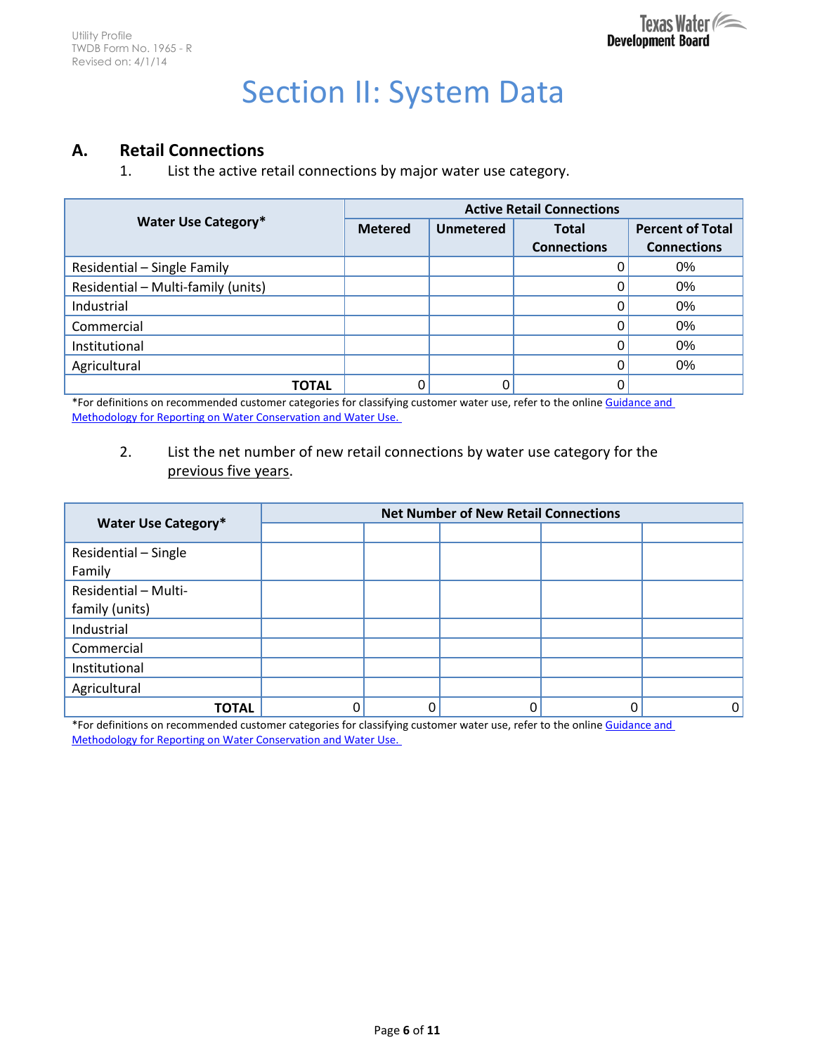# Section II: System Data

## A. Retail Connections

1. List the active retail connections by major water use category.

| Water Use Category* | Active Retail Connections | | | |
|---|---|---|---|---|
| | **Metered** | **Unmetered** | **Total Connections** | **Percent of Total Connections** |
| Residential – Single Family | | | 0 | 0% |
| Residential – Multi-family (units) | | | 0 | 0% |
| Industrial | | | 0 | 0% |
| Commercial | | | 0 | 0% |
| Institutional | | | 0 | 0% |
| Agricultural | | | 0 | 0% |
| **TOTAL** | 0 | 0 | 0 | |

*For definitions on recommended customer categories for classifying customer water use, refer to the online Guidance and Methodology for Reporting on Water Conservation and Water Use.

2. List the net number of new retail connections by water use category for the previous five years.

| Water Use Category* | Net Number of New Retail Connections | | | | |
|---|---|---|---|---|---|
| | | | | | |
| Residential – Single Family | | | | | |
| Residential – Multi-family (units) | | | | | |
| Industrial | | | | | |
| Commercial | | | | | |
| Institutional | | | | | |
| Agricultural | | | | | |
| **TOTAL** | 0 | 0 | 0 | 0 | 0 |

*For definitions on recommended customer categories for classifying customer water use, refer to the online Guidance and Methodology for Reporting on Water Conservation and Water Use.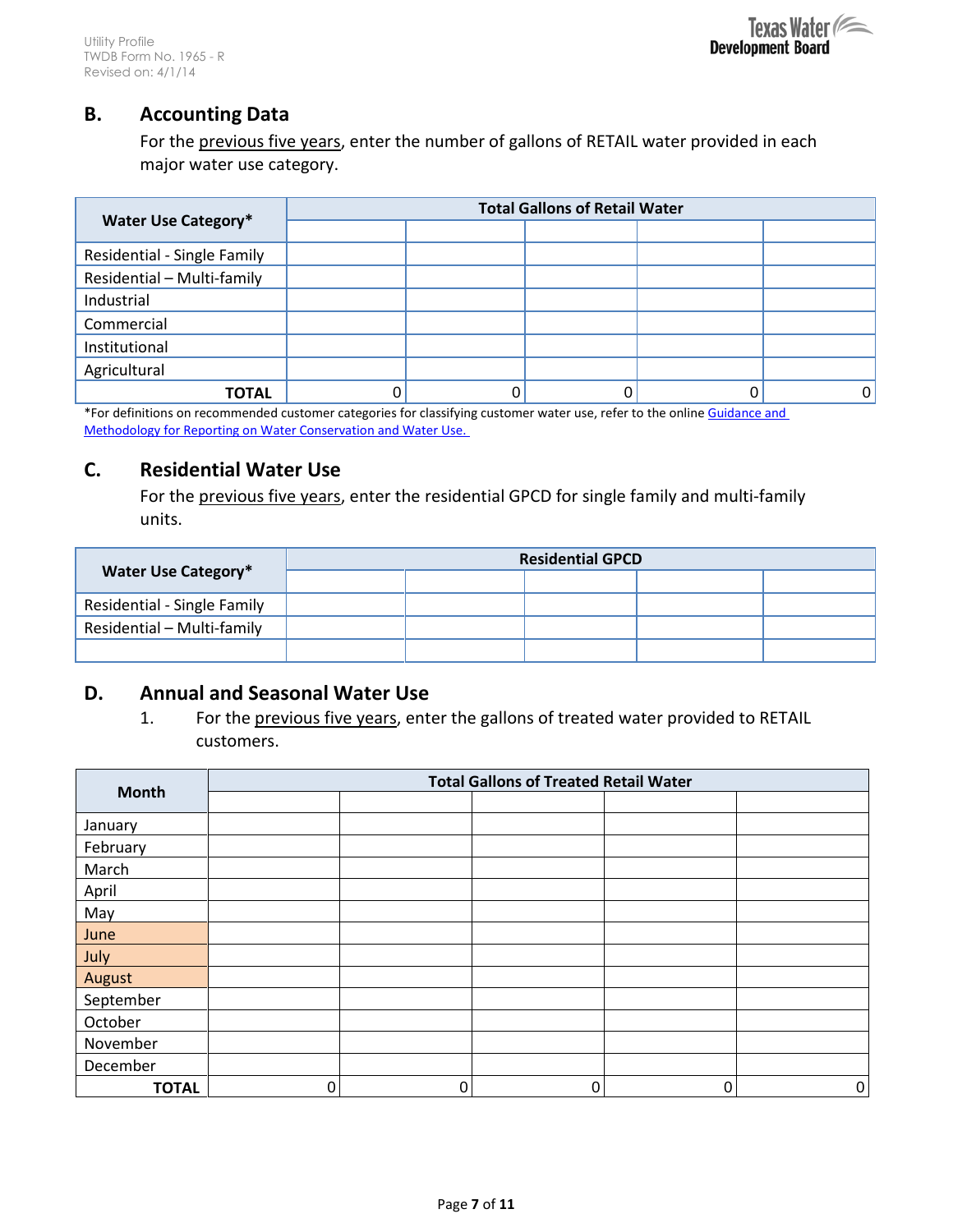## B. Accounting Data

For the previous five years, enter the number of gallons of RETAIL water provided in each major water use category.

| Water Use Category* | Total Gallons of Retail Water | | | | |
|---|---|---|---|---|---|
| | | | | | |
| Residential - Single Family | | | | | |
| Residential – Multi-family | | | | | |
| Industrial | | | | | |
| Commercial | | | | | |
| Institutional | | | | | |
| Agricultural | | | | | |
| **TOTAL** | 0 | 0 | 0 | 0 | 0 |

*For definitions on recommended customer categories for classifying customer water use, refer to the online Guidance and Methodology for Reporting on Water Conservation and Water Use.

## C. Residential Water Use

For the previous five years, enter the residential GPCD for single family and multi-family units.

| Water Use Category* | Residential GPCD | | | | |
|---|---|---|---|---|---|
| | | | | | |
| Residential - Single Family | | | | | |
| Residential – Multi-family | | | | | |
| | | | | | |

## D. Annual and Seasonal Water Use

1. For the previous five years, enter the gallons of treated water provided to RETAIL customers.

| Month | Total Gallons of Treated Retail Water | | | | |
|---|---|---|---|---|---|
| | | | | | |
| January | | | | | |
| February | | | | | |
| March | | | | | |
| April | | | | | |
| May | | | | | |
| June | | | | | |
| July | | | | | |
| August | | | | | |
| September | | | | | |
| October | | | | | |
| November | | | | | |
| December | | | | | |
| **TOTAL** | 0 | 0 | 0 | 0 | 0 |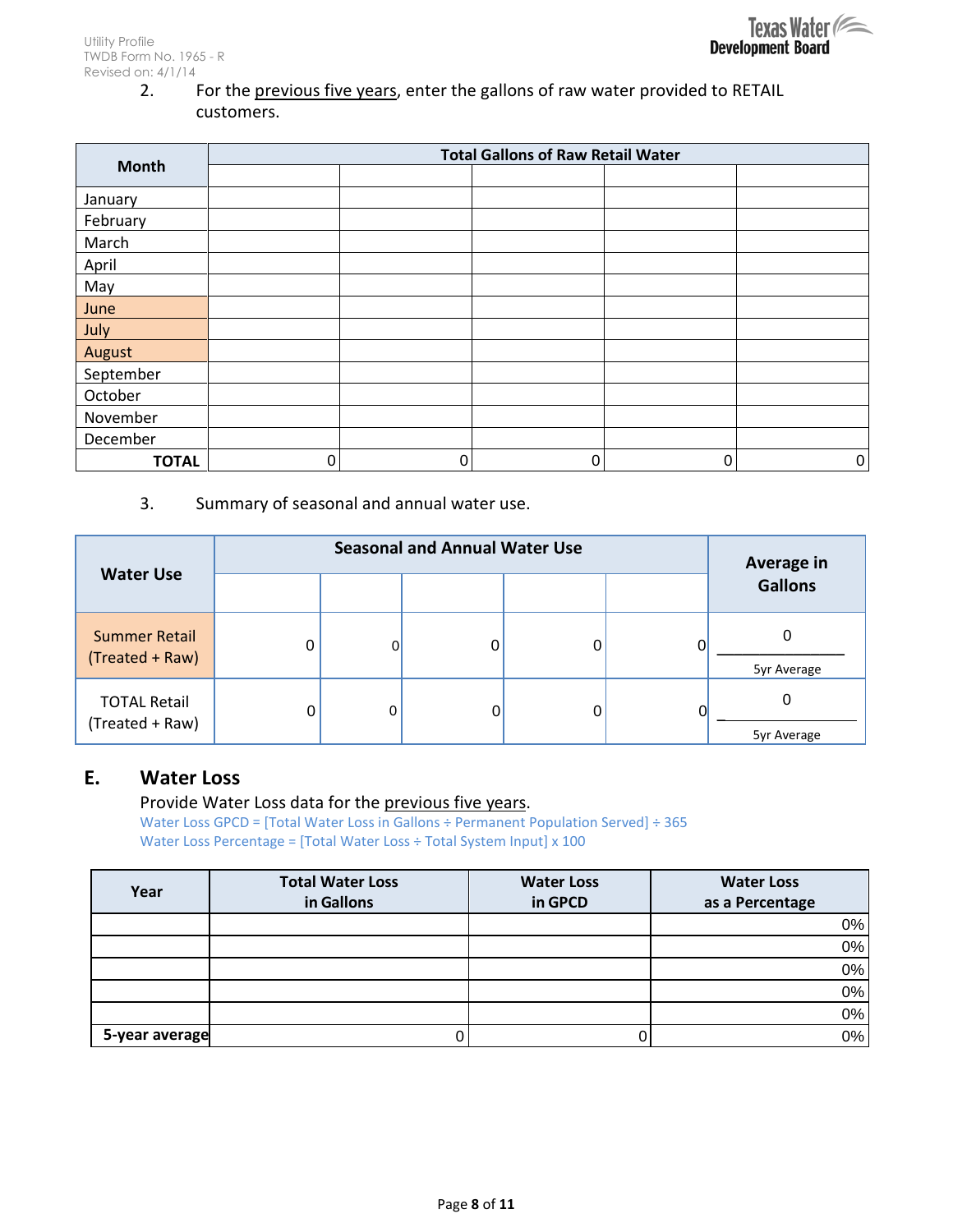2. For the previous five years, enter the gallons of raw water provided to RETAIL customers.

| Month | Total Gallons of Raw Retail Water | | | | |
|---|---|---|---|---|---|
| | | | | | |
| January | | | | | |
| February | | | | | |
| March | | | | | |
| April | | | | | |
| May | | | | | |
| June | | | | | |
| July | | | | | |
| August | | | | | |
| September | | | | | |
| October | | | | | |
| November | | | | | |
| December | | | | | |
| **TOTAL** | 0 | 0 | 0 | 0 | 0 |

3. Summary of seasonal and annual water use.

| Water Use | Seasonal and Annual Water Use | | | | | Average in Gallons |
|---|---|---|---|---|---|---|
| | | | | | | |
| Summer Retail (Treated + Raw) | 0 | 0 | 0 | 0 | 0 | 0 5yr Average |
| TOTAL Retail (Treated + Raw) | 0 | 0 | 0 | 0 | 0 | 0 5yr Average |

## E. Water Loss

Provide Water Loss data for the previous five years.

Water Loss GPCD = [Total Water Loss in Gallons ÷ Permanent Population Served] ÷ 365

Water Loss Percentage = [Total Water Loss ÷ Total System Input] x 100

| Year | Total Water Loss in Gallons | Water Loss in GPCD | Water Loss as a Percentage |
|---|---|---|---|
| | | | 0% |
| | | | 0% |
| | | | 0% |
| | | | 0% |
| | | | 0% |
| **5-year average** | 0 | 0 | 0% |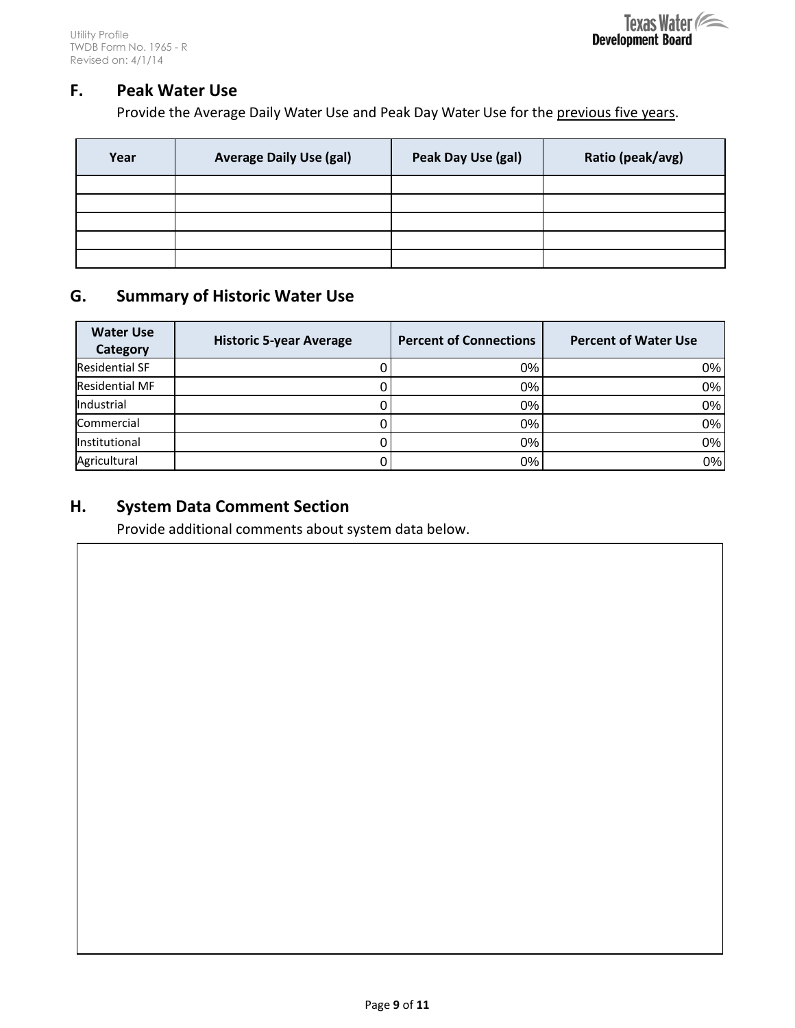## F. Peak Water Use

Provide the Average Daily Water Use and Peak Day Water Use for the previous five years.

| Year | Average Daily Use (gal) | Peak Day Use (gal) | Ratio (peak/avg) |
|---|---|---|---|
| | | | |
| | | | |
| | | | |
| | | | |
| | | | |

## G. Summary of Historic Water Use

| Water Use Category | Historic 5-year Average | Percent of Connections | Percent of Water Use |
|---|---|---|---|
| Residential SF | 0 | 0% | 0% |
| Residential MF | 0 | 0% | 0% |
| Industrial | 0 | 0% | 0% |
| Commercial | 0 | 0% | 0% |
| Institutional | 0 | 0% | 0% |
| Agricultural | 0 | 0% | 0% |

## H. System Data Comment Section

Provide additional comments about system data below.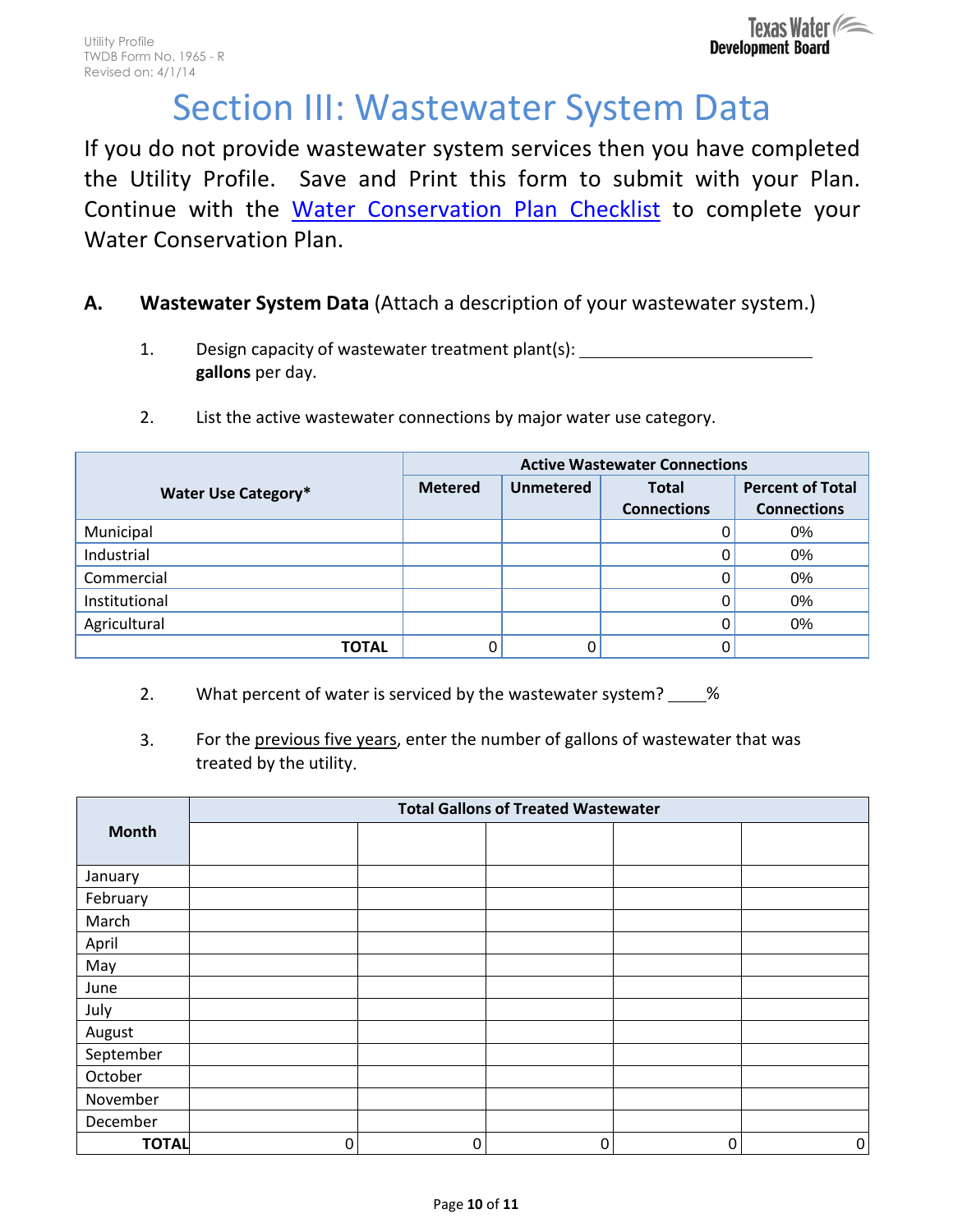# Section III: Wastewater System Data

If you do not provide wastewater system services then you have completed the Utility Profile. Save and Print this form to submit with your Plan. Continue with the Water Conservation Plan Checklist to complete your Water Conservation Plan.

**A. Wastewater System Data** (Attach a description of your wastewater system.)

1. Design capacity of wastewater treatment plant(s): ______________________ **gallons** per day.

2. List the active wastewater connections by major water use category.

| Water Use Category* | Active Wastewater Connections | | | |
|---|---|---|---|---|
| | Metered | Unmetered | Total Connections | Percent of Total Connections |
| Municipal | | | 0 | 0% |
| Industrial | | | 0 | 0% |
| Commercial | | | 0 | 0% |
| Institutional | | | 0 | 0% |
| Agricultural | | | 0 | 0% |
| **TOTAL** | 0 | 0 | 0 | |

2. What percent of water is serviced by the wastewater system? ____%

3. For the previous five years, enter the number of gallons of wastewater that was treated by the utility.

| Month | Total Gallons of Treated Wastewater | | | | |
|---|---|---|---|---|---|
| | | | | | |
| January | | | | | |
| February | | | | | |
| March | | | | | |
| April | | | | | |
| May | | | | | |
| June | | | | | |
| July | | | | | |
| August | | | | | |
| September | | | | | |
| October | | | | | |
| November | | | | | |
| December | | | | | |
| **TOTAL** | 0 | 0 | 0 | 0 | 0 |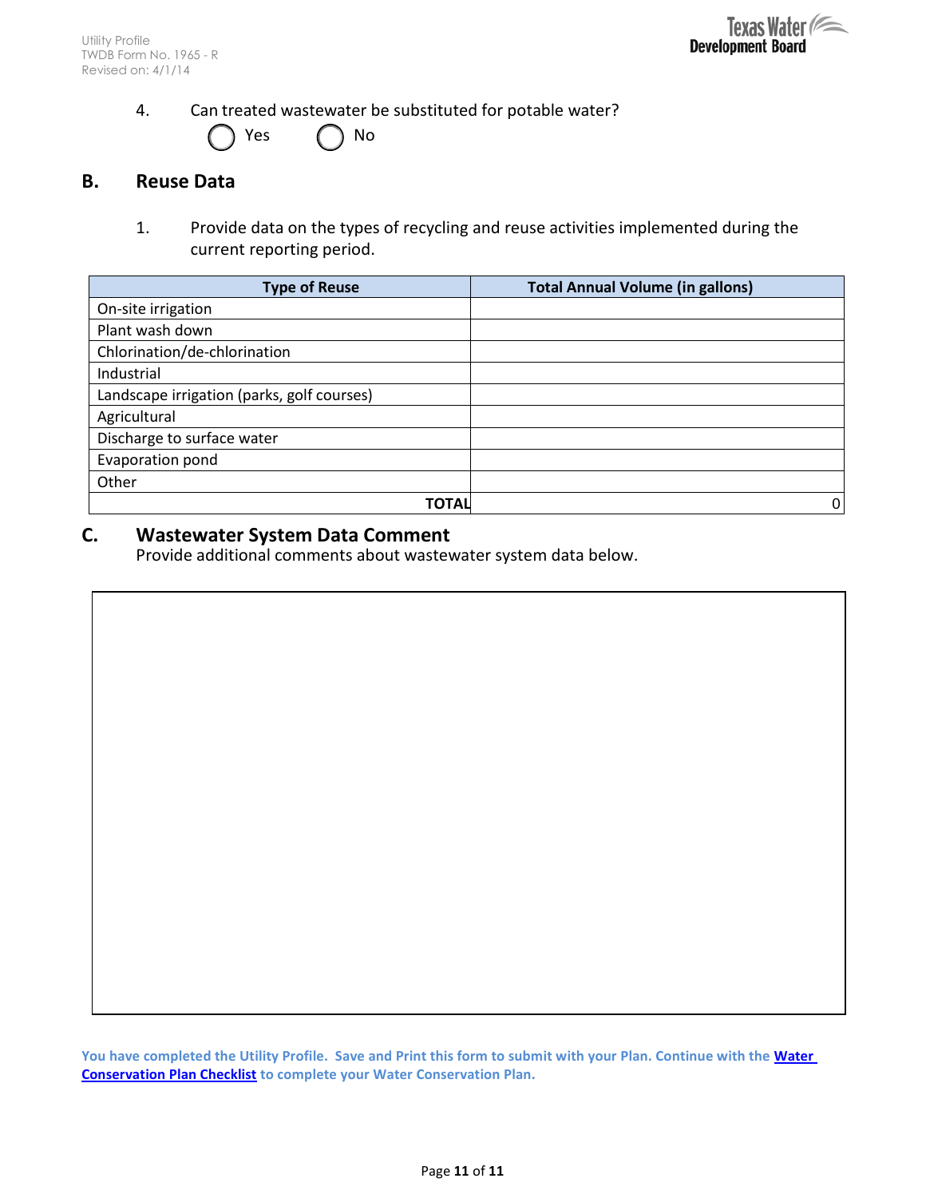4. Can treated wastewater be substituted for potable water?

   ◯ Yes ◯ No

## B. Reuse Data

1. Provide data on the types of recycling and reuse activities implemented during the current reporting period.

| Type of Reuse | Total Annual Volume (in gallons) |
|---|---|
| On-site irrigation | |
| Plant wash down | |
| Chlorination/de-chlorination | |
| Industrial | |
| Landscape irrigation (parks, golf courses) | |
| Agricultural | |
| Discharge to surface water | |
| Evaporation pond | |
| Other | |
| **TOTAL** | 0 |

## C. Wastewater System Data Comment

Provide additional comments about wastewater system data below.

**You have completed the Utility Profile. Save and Print this form to submit with your Plan. Continue with the Water Conservation Plan Checklist to complete your Water Conservation Plan.**